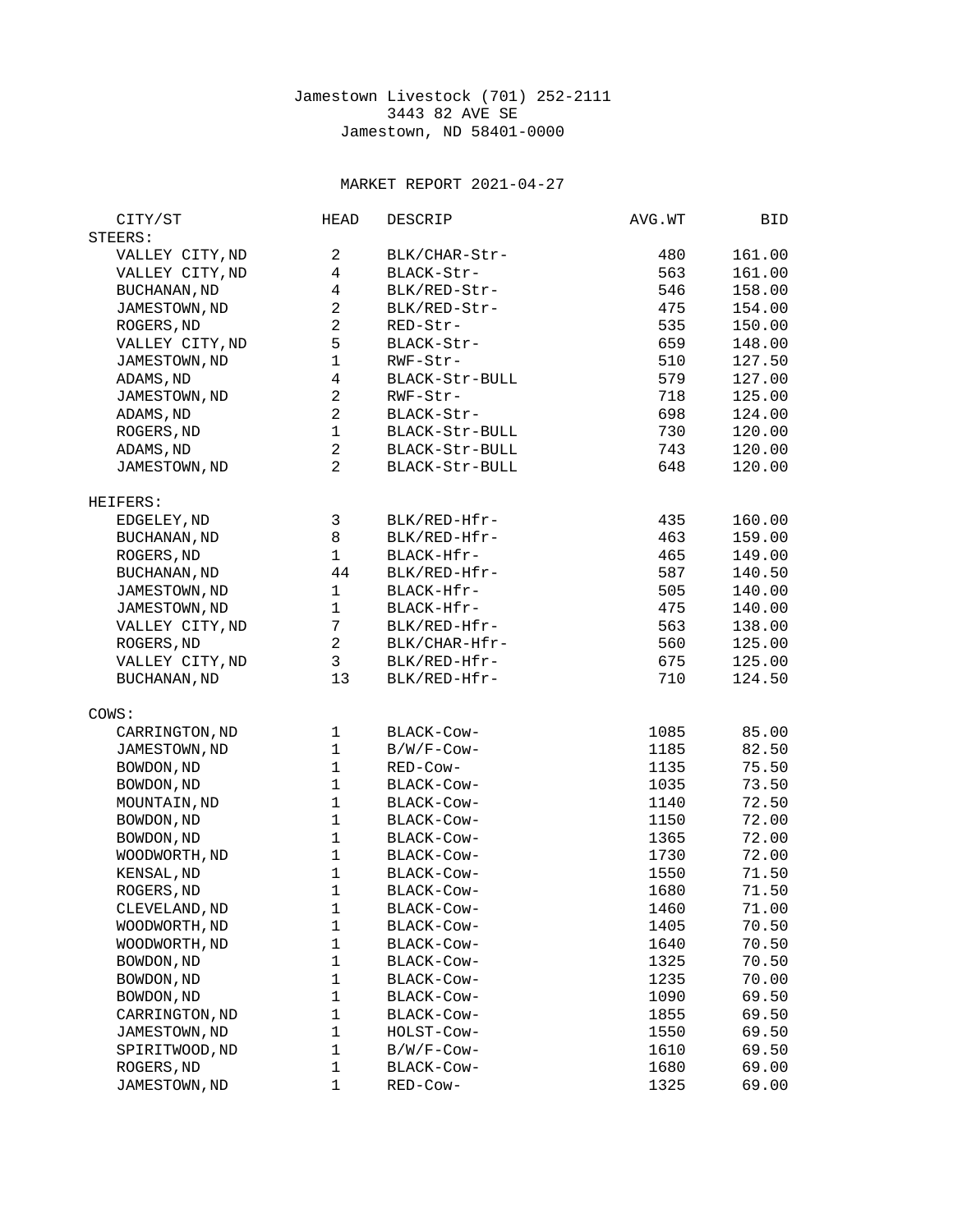Jamestown Livestock (701) 252-2111
3443 82 AVE SE
Jamestown, ND 58401-0000

MARKET REPORT 2021-04-27

| CITY/ST | HEAD | DESCRIP | AVG.WT | BID |
|---|---|---|---|---|
| **STEERS:** | | | | |
| VALLEY CITY,ND | 2 | BLK/CHAR-Str- | 480 | 161.00 |
| VALLEY CITY,ND | 4 | BLACK-Str- | 563 | 161.00 |
| BUCHANAN,ND | 4 | BLK/RED-Str- | 546 | 158.00 |
| JAMESTOWN,ND | 2 | BLK/RED-Str- | 475 | 154.00 |
| ROGERS,ND | 2 | RED-Str- | 535 | 150.00 |
| VALLEY CITY,ND | 5 | BLACK-Str- | 659 | 148.00 |
| JAMESTOWN,ND | 1 | RWF-Str- | 510 | 127.50 |
| ADAMS,ND | 4 | BLACK-Str-BULL | 579 | 127.00 |
| JAMESTOWN,ND | 2 | RWF-Str- | 718 | 125.00 |
| ADAMS,ND | 2 | BLACK-Str- | 698 | 124.00 |
| ROGERS,ND | 1 | BLACK-Str-BULL | 730 | 120.00 |
| ADAMS,ND | 2 | BLACK-Str-BULL | 743 | 120.00 |
| JAMESTOWN,ND | 2 | BLACK-Str-BULL | 648 | 120.00 |
| **HEIFERS:** | | | | |
| EDGELEY,ND | 3 | BLK/RED-Hfr- | 435 | 160.00 |
| BUCHANAN,ND | 8 | BLK/RED-Hfr- | 463 | 159.00 |
| ROGERS,ND | 1 | BLACK-Hfr- | 465 | 149.00 |
| BUCHANAN,ND | 44 | BLK/RED-Hfr- | 587 | 140.50 |
| JAMESTOWN,ND | 1 | BLACK-Hfr- | 505 | 140.00 |
| JAMESTOWN,ND | 1 | BLACK-Hfr- | 475 | 140.00 |
| VALLEY CITY,ND | 7 | BLK/RED-Hfr- | 563 | 138.00 |
| ROGERS,ND | 2 | BLK/CHAR-Hfr- | 560 | 125.00 |
| VALLEY CITY,ND | 3 | BLK/RED-Hfr- | 675 | 125.00 |
| BUCHANAN,ND | 13 | BLK/RED-Hfr- | 710 | 124.50 |
| **COWS:** | | | | |
| CARRINGTON,ND | 1 | BLACK-Cow- | 1085 | 85.00 |
| JAMESTOWN,ND | 1 | B/W/F-Cow- | 1185 | 82.50 |
| BOWDON,ND | 1 | RED-Cow- | 1135 | 75.50 |
| BOWDON,ND | 1 | BLACK-Cow- | 1035 | 73.50 |
| MOUNTAIN,ND | 1 | BLACK-Cow- | 1140 | 72.50 |
| BOWDON,ND | 1 | BLACK-Cow- | 1150 | 72.00 |
| BOWDON,ND | 1 | BLACK-Cow- | 1365 | 72.00 |
| WOODWORTH,ND | 1 | BLACK-Cow- | 1730 | 72.00 |
| KENSAL,ND | 1 | BLACK-Cow- | 1550 | 71.50 |
| ROGERS,ND | 1 | BLACK-Cow- | 1680 | 71.50 |
| CLEVELAND,ND | 1 | BLACK-Cow- | 1460 | 71.00 |
| WOODWORTH,ND | 1 | BLACK-Cow- | 1405 | 70.50 |
| WOODWORTH,ND | 1 | BLACK-Cow- | 1640 | 70.50 |
| BOWDON,ND | 1 | BLACK-Cow- | 1325 | 70.50 |
| BOWDON,ND | 1 | BLACK-Cow- | 1235 | 70.00 |
| BOWDON,ND | 1 | BLACK-Cow- | 1090 | 69.50 |
| CARRINGTON,ND | 1 | BLACK-Cow- | 1855 | 69.50 |
| JAMESTOWN,ND | 1 | HOLST-Cow- | 1550 | 69.50 |
| SPIRITWOOD,ND | 1 | B/W/F-Cow- | 1610 | 69.50 |
| ROGERS,ND | 1 | BLACK-Cow- | 1680 | 69.00 |
| JAMESTOWN,ND | 1 | RED-Cow- | 1325 | 69.00 |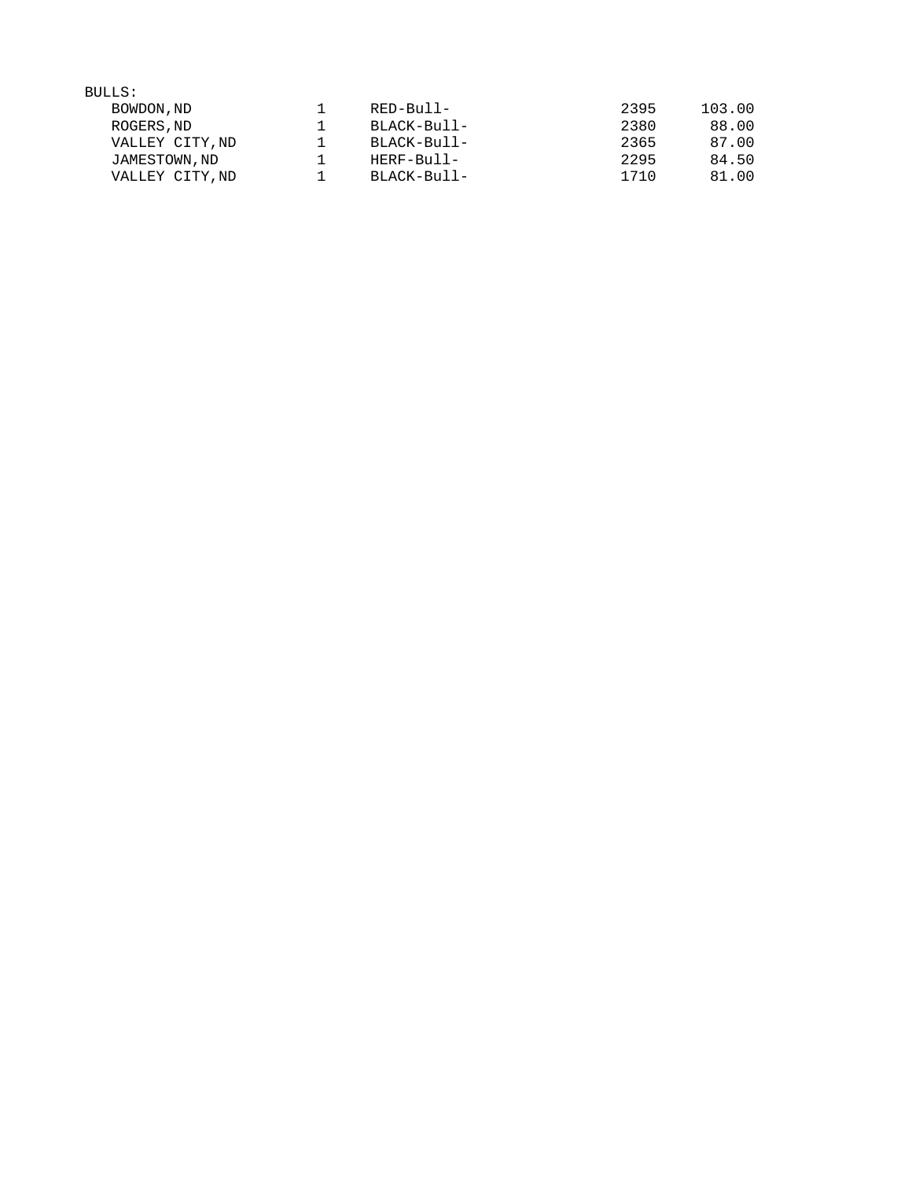BULLS:

| | | | | |
|---|---|---|---|---|
| BOWDON,ND | 1 | RED-Bull- | 2395 | 103.00 |
| ROGERS,ND | 1 | BLACK-Bull- | 2380 | 88.00 |
| VALLEY CITY,ND | 1 | BLACK-Bull- | 2365 | 87.00 |
| JAMESTOWN,ND | 1 | HERF-Bull- | 2295 | 84.50 |
| VALLEY CITY,ND | 1 | BLACK-Bull- | 1710 | 81.00 |